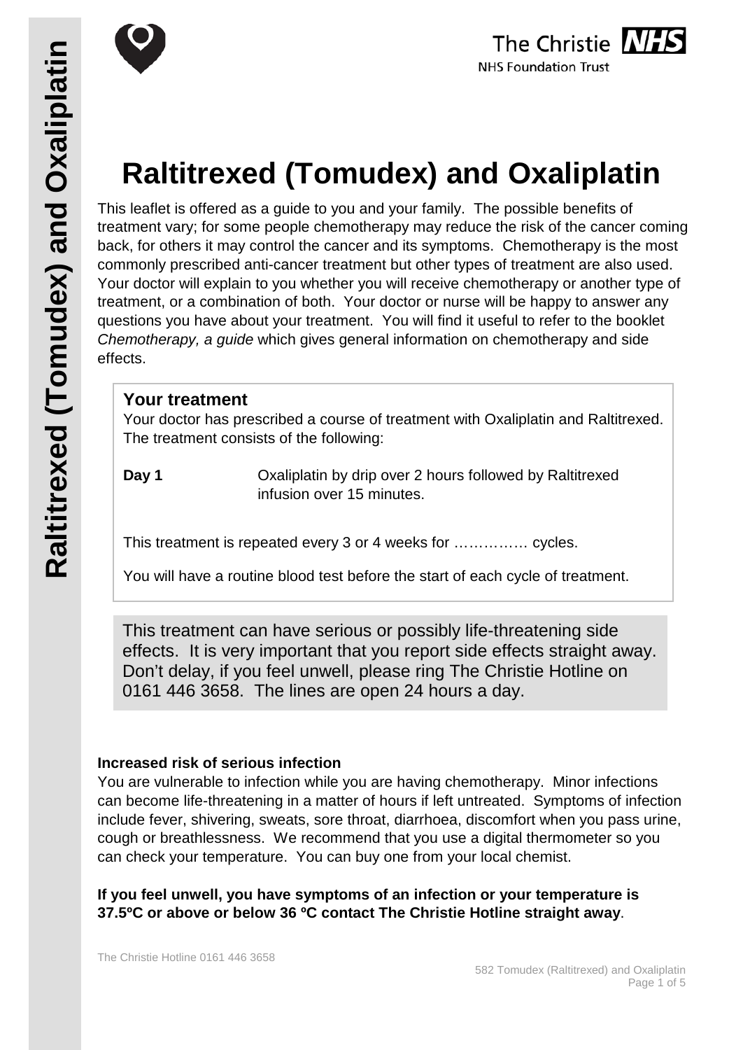# Raltitrexed (Tomudex) and Oxaliplatin

This leaflet is offered as a guide to you and your family. The possible benefits of treatment vary; for some people chemotherapy may reduce the risk of the cancer coming back, for others it may control the cancer and its symptoms. Chemotherapy is the most commonly prescribed anti-cancer treatment but other types of treatment are also used. Your doctor will explain to you whether you will receive chemotherapy or another type of treatment, or a combination of both. Your doctor or nurse will be happy to answer any questions you have about your treatment. You will find it useful to refer to the booklet *Chemotherapy, a guide* which gives general information on chemotherapy and side effects.

## Your treatment

Your doctor has prescribed a course of treatment with Oxaliplatin and Raltitrexed. The treatment consists of the following:

**Day 1** Oxaliplatin by drip over 2 hours followed by Raltitrexed infusion over 15 minutes.

This treatment is repeated every 3 or 4 weeks for …………… cycles.

You will have a routine blood test before the start of each cycle of treatment.

This treatment can have serious or possibly life-threatening side effects. It is very important that you report side effects straight away. Don't delay, if you feel unwell, please ring The Christie Hotline on 0161 446 3658. The lines are open 24 hours a day.

### Increased risk of serious infection

You are vulnerable to infection while you are having chemotherapy. Minor infections can become life-threatening in a matter of hours if left untreated. Symptoms of infection include fever, shivering, sweats, sore throat, diarrhoea, discomfort when you pass urine, cough or breathlessness. We recommend that you use a digital thermometer so you can check your temperature. You can buy one from your local chemist.

**If you feel unwell, you have symptoms of an infection or your temperature is 37.5ºC or above or below 36 ºC contact The Christie Hotline straight away**.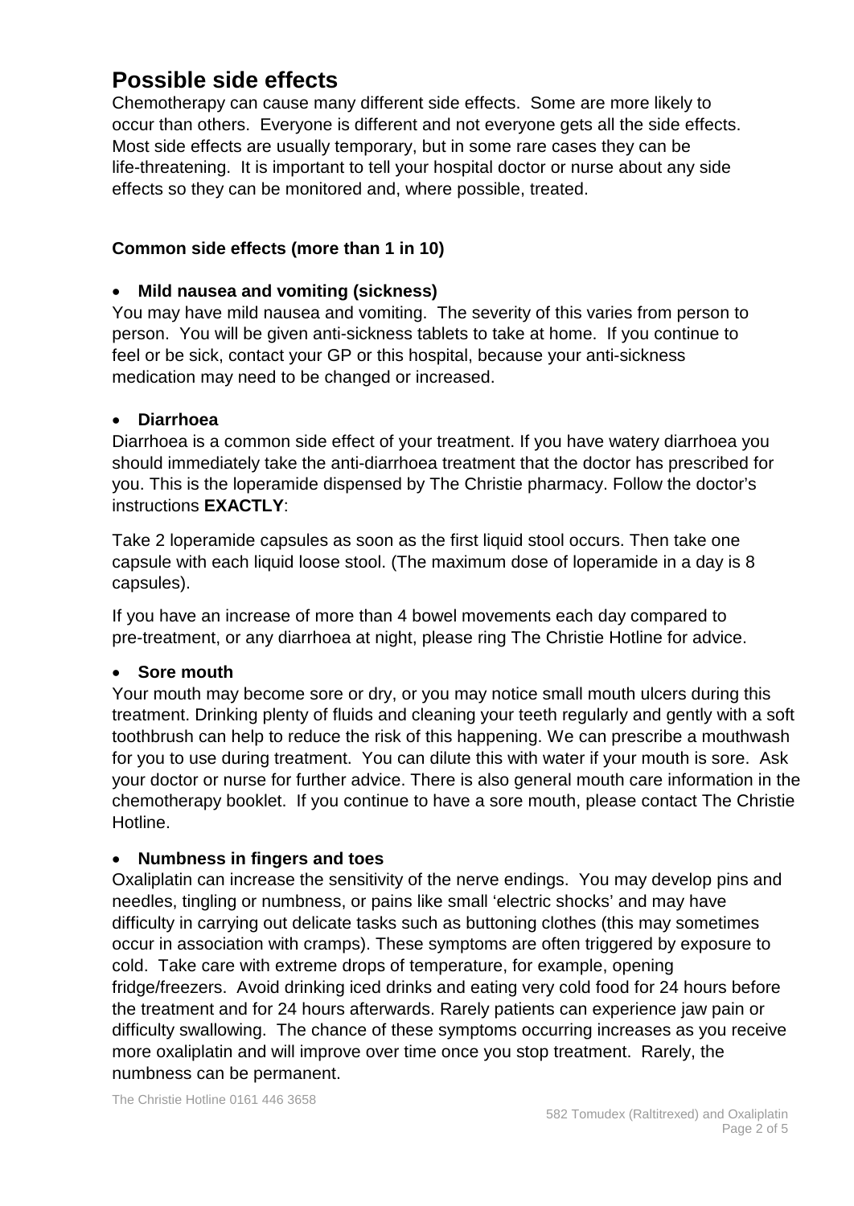## Possible side effects

Chemotherapy can cause many different side effects. Some are more likely to occur than others. Everyone is different and not everyone gets all the side effects. Most side effects are usually temporary, but in some rare cases they can be life-threatening. It is important to tell your hospital doctor or nurse about any side effects so they can be monitored and, where possible, treated.

### Common side effects (more than 1 in 10)

- **Mild nausea and vomiting (sickness)**

You may have mild nausea and vomiting. The severity of this varies from person to person. You will be given anti-sickness tablets to take at home. If you continue to feel or be sick, contact your GP or this hospital, because your anti-sickness medication may need to be changed or increased.

- **Diarrhoea**

Diarrhoea is a common side effect of your treatment. If you have watery diarrhoea you should immediately take the anti-diarrhoea treatment that the doctor has prescribed for you. This is the loperamide dispensed by The Christie pharmacy. Follow the doctor's instructions **EXACTLY**:

Take 2 loperamide capsules as soon as the first liquid stool occurs. Then take one capsule with each liquid loose stool. (The maximum dose of loperamide in a day is 8 capsules).

If you have an increase of more than 4 bowel movements each day compared to pre-treatment, or any diarrhoea at night, please ring The Christie Hotline for advice.

- **Sore mouth**

Your mouth may become sore or dry, or you may notice small mouth ulcers during this treatment. Drinking plenty of fluids and cleaning your teeth regularly and gently with a soft toothbrush can help to reduce the risk of this happening. We can prescribe a mouthwash for you to use during treatment. You can dilute this with water if your mouth is sore. Ask your doctor or nurse for further advice. There is also general mouth care information in the chemotherapy booklet. If you continue to have a sore mouth, please contact The Christie Hotline.

- **Numbness in fingers and toes**

Oxaliplatin can increase the sensitivity of the nerve endings. You may develop pins and needles, tingling or numbness, or pains like small 'electric shocks' and may have difficulty in carrying out delicate tasks such as buttoning clothes (this may sometimes occur in association with cramps). These symptoms are often triggered by exposure to cold. Take care with extreme drops of temperature, for example, opening fridge/freezers. Avoid drinking iced drinks and eating very cold food for 24 hours before the treatment and for 24 hours afterwards. Rarely patients can experience jaw pain or difficulty swallowing. The chance of these symptoms occurring increases as you receive more oxaliplatin and will improve over time once you stop treatment. Rarely, the numbness can be permanent.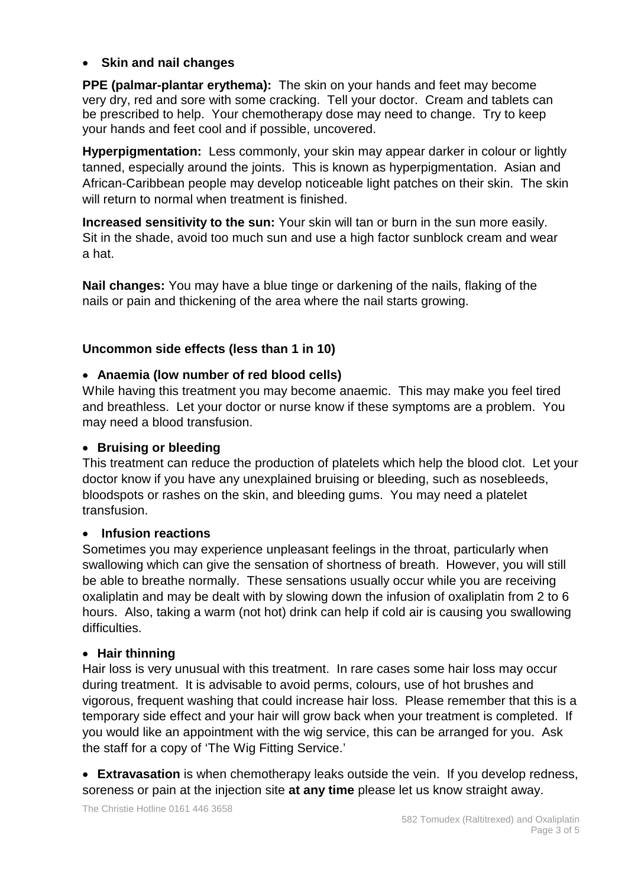- **Skin and nail changes**

**PPE (palmar-plantar erythema):** The skin on your hands and feet may become very dry, red and sore with some cracking. Tell your doctor. Cream and tablets can be prescribed to help. Your chemotherapy dose may need to change. Try to keep your hands and feet cool and if possible, uncovered.

**Hyperpigmentation:** Less commonly, your skin may appear darker in colour or lightly tanned, especially around the joints. This is known as hyperpigmentation. Asian and African-Caribbean people may develop noticeable light patches on their skin. The skin will return to normal when treatment is finished.

**Increased sensitivity to the sun:** Your skin will tan or burn in the sun more easily. Sit in the shade, avoid too much sun and use a high factor sunblock cream and wear a hat.

**Nail changes:** You may have a blue tinge or darkening of the nails, flaking of the nails or pain and thickening of the area where the nail starts growing.

### Uncommon side effects (less than 1 in 10)

- **Anaemia (low number of red blood cells)**

While having this treatment you may become anaemic. This may make you feel tired and breathless. Let your doctor or nurse know if these symptoms are a problem. You may need a blood transfusion.

- **Bruising or bleeding**

This treatment can reduce the production of platelets which help the blood clot. Let your doctor know if you have any unexplained bruising or bleeding, such as nosebleeds, bloodspots or rashes on the skin, and bleeding gums. You may need a platelet transfusion.

- **Infusion reactions**

Sometimes you may experience unpleasant feelings in the throat, particularly when swallowing which can give the sensation of shortness of breath. However, you will still be able to breathe normally. These sensations usually occur while you are receiving oxaliplatin and may be dealt with by slowing down the infusion of oxaliplatin from 2 to 6 hours. Also, taking a warm (not hot) drink can help if cold air is causing you swallowing difficulties.

- **Hair thinning**

Hair loss is very unusual with this treatment. In rare cases some hair loss may occur during treatment. It is advisable to avoid perms, colours, use of hot brushes and vigorous, frequent washing that could increase hair loss. Please remember that this is a temporary side effect and your hair will grow back when your treatment is completed. If you would like an appointment with the wig service, this can be arranged for you. Ask the staff for a copy of 'The Wig Fitting Service.'

- **Extravasation** is when chemotherapy leaks outside the vein. If you develop redness, soreness or pain at the injection site **at any time** please let us know straight away.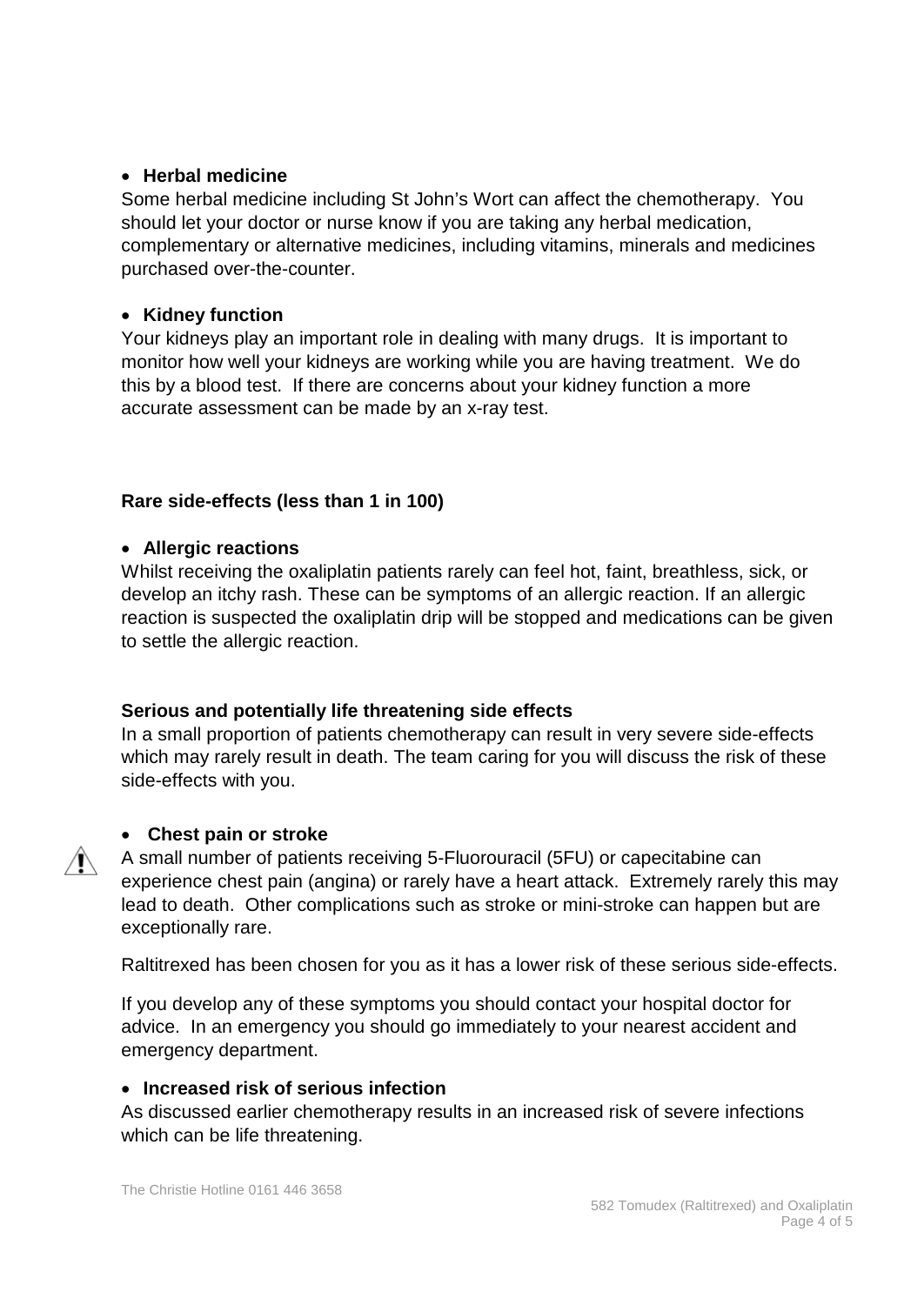- **Herbal medicine**

Some herbal medicine including St John's Wort can affect the chemotherapy. You should let your doctor or nurse know if you are taking any herbal medication, complementary or alternative medicines, including vitamins, minerals and medicines purchased over-the-counter.

- **Kidney function**

Your kidneys play an important role in dealing with many drugs. It is important to monitor how well your kidneys are working while you are having treatment. We do this by a blood test. If there are concerns about your kidney function a more accurate assessment can be made by an x-ray test.

**Rare side-effects (less than 1 in 100)**

- **Allergic reactions**

Whilst receiving the oxaliplatin patients rarely can feel hot, faint, breathless, sick, or develop an itchy rash. These can be symptoms of an allergic reaction. If an allergic reaction is suspected the oxaliplatin drip will be stopped and medications can be given to settle the allergic reaction.

**Serious and potentially life threatening side effects**

In a small proportion of patients chemotherapy can result in very severe side-effects which may rarely result in death. The team caring for you will discuss the risk of these side-effects with you.

- ⚠ **Chest pain or stroke**

A small number of patients receiving 5-Fluorouracil (5FU) or capecitabine can experience chest pain (angina) or rarely have a heart attack. Extremely rarely this may lead to death. Other complications such as stroke or mini-stroke can happen but are exceptionally rare.

Raltitrexed has been chosen for you as it has a lower risk of these serious side-effects.

If you develop any of these symptoms you should contact your hospital doctor for advice. In an emergency you should go immediately to your nearest accident and emergency department.

- **Increased risk of serious infection**

As discussed earlier chemotherapy results in an increased risk of severe infections which can be life threatening.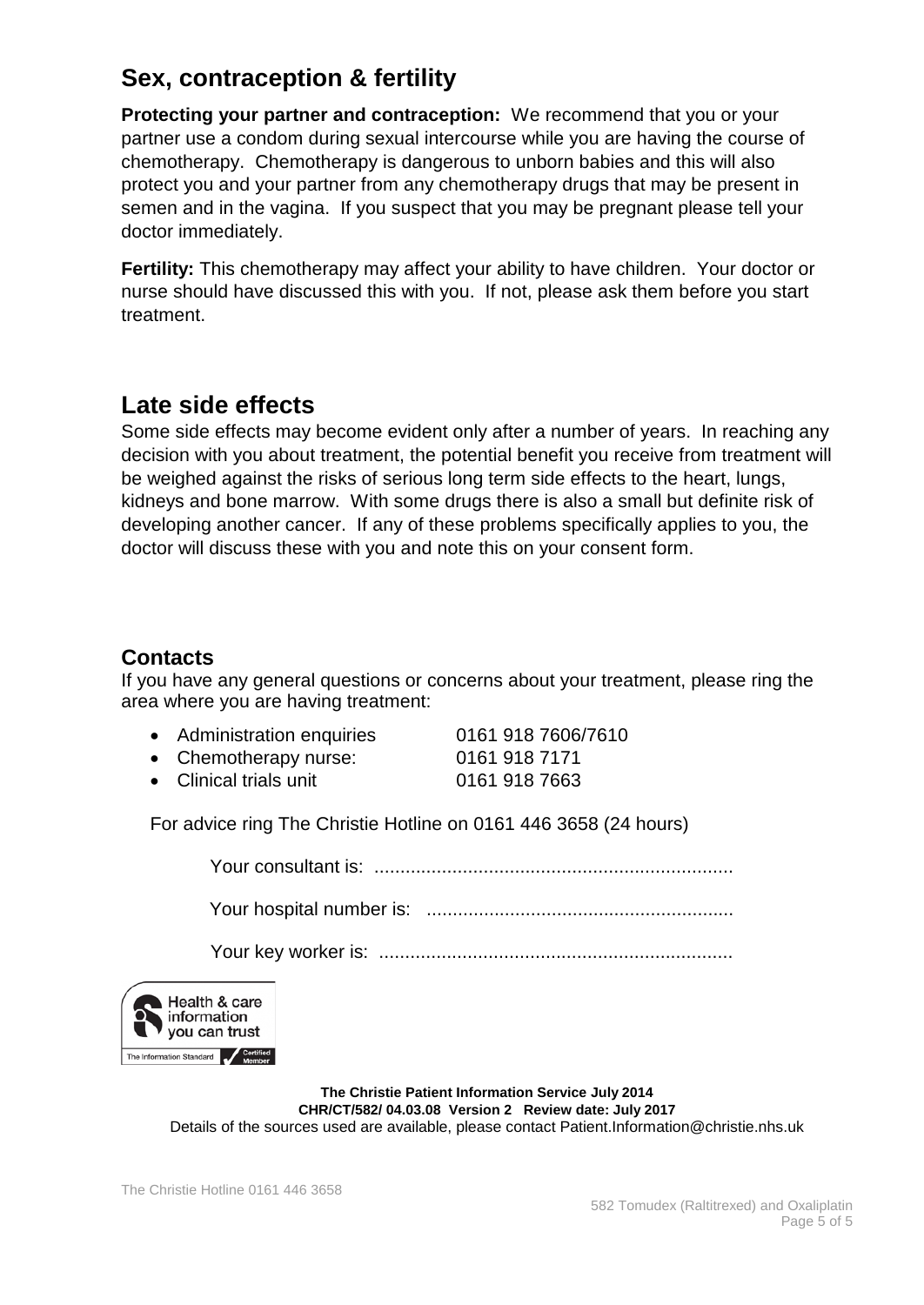## Sex, contraception & fertility

**Protecting your partner and contraception:** We recommend that you or your partner use a condom during sexual intercourse while you are having the course of chemotherapy. Chemotherapy is dangerous to unborn babies and this will also protect you and your partner from any chemotherapy drugs that may be present in semen and in the vagina. If you suspect that you may be pregnant please tell your doctor immediately.

**Fertility:** This chemotherapy may affect your ability to have children. Your doctor or nurse should have discussed this with you. If not, please ask them before you start treatment.

## Late side effects

Some side effects may become evident only after a number of years. In reaching any decision with you about treatment, the potential benefit you receive from treatment will be weighed against the risks of serious long term side effects to the heart, lungs, kidneys and bone marrow. With some drugs there is also a small but definite risk of developing another cancer. If any of these problems specifically applies to you, the doctor will discuss these with you and note this on your consent form.

### Contacts

If you have any general questions or concerns about your treatment, please ring the area where you are having treatment:

- Administration enquiries 0161 918 7606/7610
- Chemotherapy nurse: 0161 918 7171
- Clinical trials unit 0161 918 7663

For advice ring The Christie Hotline on 0161 446 3658 (24 hours)

Your consultant is: ....................................................................

Your hospital number is: ..........................................................

Your key worker is: ...................................................................

Health & care information you can trust

The Information Standard Certified Member

**The Christie Patient Information Service July 2014**
**CHR/CT/582/ 04.03.08 Version 2 Review date: July 2017**
Details of the sources used are available, please contact Patient.Information@christie.nhs.uk